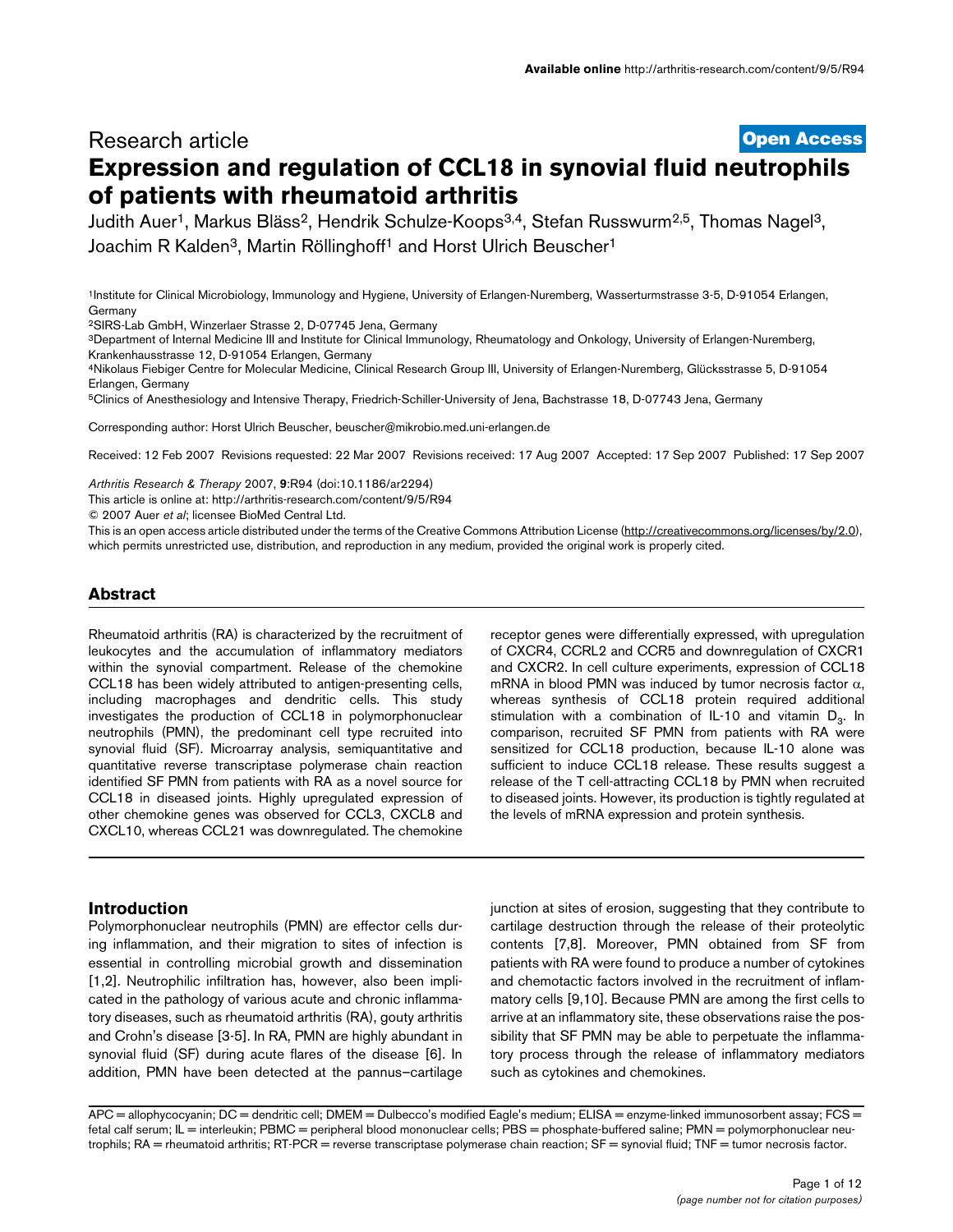Research article

**Open Access**

# Expression and regulation of CCL18 in synovial fluid neutrophils of patients with rheumatoid arthritis

Judith Auer[1], Markus Bläss[2], Hendrik Schulze-Koops[3,4], Stefan Russwurm[2,5], Thomas Nagel[3], Joachim R Kalden[3], Martin Röllinghoff[1] and Horst Ulrich Beuscher[1]

[1]Institute for Clinical Microbiology, Immunology and Hygiene, University of Erlangen-Nuremberg, Wasserturmstrasse 3-5, D-91054 Erlangen, Germany

[2]SIRS-Lab GmbH, Winzerlaer Strasse 2, D-07745 Jena, Germany

[3]Department of Internal Medicine III and Institute for Clinical Immunology, Rheumatology and Onkology, University of Erlangen-Nuremberg, Krankenhausstrasse 12, D-91054 Erlangen, Germany

[4]Nikolaus Fiebiger Centre for Molecular Medicine, Clinical Research Group III, University of Erlangen-Nuremberg, Glückstrasse 5, D-91054 Erlangen, Germany

[5]Clinics of Anesthesiology and Intensive Therapy, Friedrich-Schiller-University of Jena, Bachstrasse 18, D-07743 Jena, Germany

Corresponding author: Horst Ulrich Beuscher, beuscher@mikrobio.med.uni-erlangen.de

Received: 12 Feb 2007 Revisions requested: 22 Mar 2007 Revisions received: 17 Aug 2007 Accepted: 17 Sep 2007 Published: 17 Sep 2007

*Arthritis Research & Therapy* 2007, **9**:R94 (doi:10.1186/ar2294)

This article is online at: http://arthritis-research.com/content/9/5/R94

© 2007 Auer *et al*; licensee BioMed Central Ltd.

This is an open access article distributed under the terms of the Creative Commons Attribution License (http://creativecommons.org/licenses/by/2.0), which permits unrestricted use, distribution, and reproduction in any medium, provided the original work is properly cited.

## Abstract

Rheumatoid arthritis (RA) is characterized by the recruitment of leukocytes and the accumulation of inflammatory mediators within the synovial compartment. Release of the chemokine CCL18 has been widely attributed to antigen-presenting cells, including macrophages and dendritic cells. This study investigates the production of CCL18 in polymorphonuclear neutrophils (PMN), the predominant cell type recruited into synovial fluid (SF). Microarray analysis, semiquantitative and quantitative reverse transcriptase polymerase chain reaction identified SF PMN from patients with RA as a novel source for CCL18 in diseased joints. Highly upregulated expression of other chemokine genes was observed for CCL3, CXCL8 and CXCL10, whereas CCL21 was downregulated. The chemokine receptor genes were differentially expressed, with upregulation of CXCR4, CCRL2 and CCR5 and downregulation of CXCR1 and CXCR2. In cell culture experiments, expression of CCL18 mRNA in blood PMN was induced by tumor necrosis factor α, whereas synthesis of CCL18 protein required additional stimulation with a combination of IL-10 and vitamin $D_3$. In comparison, recruited SF PMN from patients with RA were sensitized for CCL18 production, because IL-10 alone was sufficient to induce CCL18 release. These results suggest a release of the T cell-attracting CCL18 by PMN when recruited to diseased joints. However, its production is tightly regulated at the levels of mRNA expression and protein synthesis.

## Introduction

Polymorphonuclear neutrophils (PMN) are effector cells during inflammation, and their migration to sites of infection is essential in controlling microbial growth and dissemination [1,2]. Neutrophilic infiltration has, however, also been implicated in the pathology of various acute and chronic inflammatory diseases, such as rheumatoid arthritis (RA), gouty arthritis and Crohn's disease [3-5]. In RA, PMN are highly abundant in synovial fluid (SF) during acute flares of the disease [6]. In addition, PMN have been detected at the pannus–cartilage junction at sites of erosion, suggesting that they contribute to cartilage destruction through the release of their proteolytic contents [7,8]. Moreover, PMN obtained from SF from patients with RA were found to produce a number of cytokines and chemotactic factors involved in the recruitment of inflammatory cells [9,10]. Because PMN are among the first cells to arrive at an inflammatory site, these observations raise the possibility that SF PMN may be able to perpetuate the inflammatory process through the release of inflammatory mediators such as cytokines and chemokines.

APC = allophycocyanin; DC = dendritic cell; DMEM = Dulbecco's modified Eagle's medium; ELISA = enzyme-linked immunosorbent assay; FCS = fetal calf serum; IL = interleukin; PBMC = peripheral blood mononuclear cells; PBS = phosphate-buffered saline; PMN = polymorphonuclear neutrophils; RA = rheumatoid arthritis; RT-PCR = reverse transcriptase polymerase chain reaction; SF = synovial fluid; TNF = tumor necrosis factor.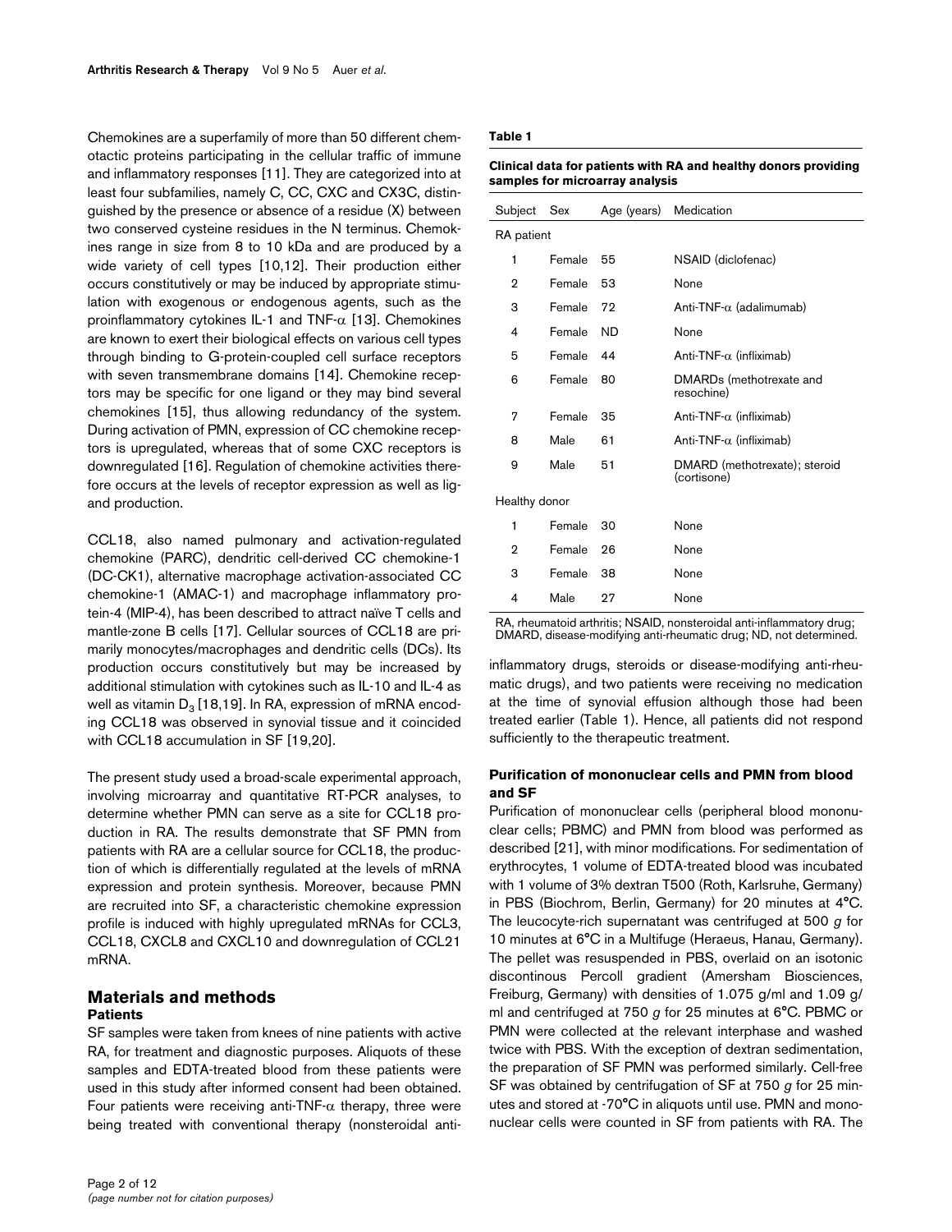Chemokines are a superfamily of more than 50 different chemotactic proteins participating in the cellular traffic of immune and inflammatory responses [11]. They are categorized into at least four subfamilies, namely C, CC, CXC and CX3C, distinguished by the presence or absence of a residue (X) between two conserved cysteine residues in the N terminus. Chemokines range in size from 8 to 10 kDa and are produced by a wide variety of cell types [10,12]. Their production either occurs constitutively or may be induced by appropriate stimulation with exogenous or endogenous agents, such as the proinflammatory cytokines IL-1 and TNF-α [13]. Chemokines are known to exert their biological effects on various cell types through binding to G-protein-coupled cell surface receptors with seven transmembrane domains [14]. Chemokine receptors may be specific for one ligand or they may bind several chemokines [15], thus allowing redundancy of the system. During activation of PMN, expression of CC chemokine receptors is upregulated, whereas that of some CXC receptors is downregulated [16]. Regulation of chemokine activities therefore occurs at the levels of receptor expression as well as ligand production.

CCL18, also named pulmonary and activation-regulated chemokine (PARC), dendritic cell-derived CC chemokine-1 (DC-CK1), alternative macrophage activation-associated CC chemokine-1 (AMAC-1) and macrophage inflammatory protein-4 (MIP-4), has been described to attract naïve T cells and mantle-zone B cells [17]. Cellular sources of CCL18 are primarily monocytes/macrophages and dendritic cells (DCs). Its production occurs constitutively but may be increased by additional stimulation with cytokines such as IL-10 and IL-4 as well as vitamin $D_3$ [18,19]. In RA, expression of mRNA encoding CCL18 was observed in synovial tissue and it coincided with CCL18 accumulation in SF [19,20].

The present study used a broad-scale experimental approach, involving microarray and quantitative RT-PCR analyses, to determine whether PMN can serve as a site for CCL18 production in RA. The results demonstrate that SF PMN from patients with RA are a cellular source for CCL18, the production of which is differentially regulated at the levels of mRNA expression and protein synthesis. Moreover, because PMN are recruited into SF, a characteristic chemokine expression profile is induced with highly upregulated mRNAs for CCL3, CCL18, CXCL8 and CXCL10 and downregulation of CCL21 mRNA.

## Materials and methods

### Patients

SF samples were taken from knees of nine patients with active RA, for treatment and diagnostic purposes. Aliquots of these samples and EDTA-treated blood from these patients were used in this study after informed consent had been obtained. Four patients were receiving anti-TNF-α therapy, three were being treated with conventional therapy (nonsteroidal anti-inflammatory drugs, steroids or disease-modifying anti-rheumatic drugs), and two patients were receiving no medication at the time of synovial effusion although those had been treated earlier (Table 1). Hence, all patients did not respond sufficiently to the therapeutic treatment.

**Table 1**

**Clinical data for patients with RA and healthy donors providing samples for microarray analysis**

| Subject | Sex | Age (years) | Medication |
|---|---|---|---|
| RA patient | | | |
| 1 | Female | 55 | NSAID (diclofenac) |
| 2 | Female | 53 | None |
| 3 | Female | 72 | Anti-TNF-α (adalimumab) |
| 4 | Female | ND | None |
| 5 | Female | 44 | Anti-TNF-α (infliximab) |
| 6 | Female | 80 | DMARDs (methotrexate and resochine) |
| 7 | Female | 35 | Anti-TNF-α (infliximab) |
| 8 | Male | 61 | Anti-TNF-α (infliximab) |
| 9 | Male | 51 | DMARD (methotrexate); steroid (cortisone) |
| Healthy donor | | | |
| 1 | Female | 30 | None |
| 2 | Female | 26 | None |
| 3 | Female | 38 | None |
| 4 | Male | 27 | None |

RA, rheumatoid arthritis; NSAID, nonsteroidal anti-inflammatory drug; DMARD, disease-modifying anti-rheumatic drug; ND, not determined.

### Purification of mononuclear cells and PMN from blood and SF

Purification of mononuclear cells (peripheral blood mononuclear cells; PBMC) and PMN from blood was performed as described [21], with minor modifications. For sedimentation of erythrocytes, 1 volume of EDTA-treated blood was incubated with 1 volume of 3% dextran T500 (Roth, Karlsruhe, Germany) in PBS (Biochrom, Berlin, Germany) for 20 minutes at 4°C. The leucocyte-rich supernatant was centrifuged at 500 *g* for 10 minutes at 6°C in a Multifuge (Heraeus, Hanau, Germany). The pellet was resuspended in PBS, overlaid on an isotonic discontinous Percoll gradient (Amersham Biosciences, Freiburg, Germany) with densities of 1.075 g/ml and 1.09 g/ml and centrifuged at 750 *g* for 25 minutes at 6°C. PBMC or PMN were collected at the relevant interphase and washed twice with PBS. With the exception of dextran sedimentation, the preparation of SF PMN was performed similarly. Cell-free SF was obtained by centrifugation of SF at 750 *g* for 25 minutes and stored at -70°C in aliquots until use. PMN and mononuclear cells were counted in SF from patients with RA. The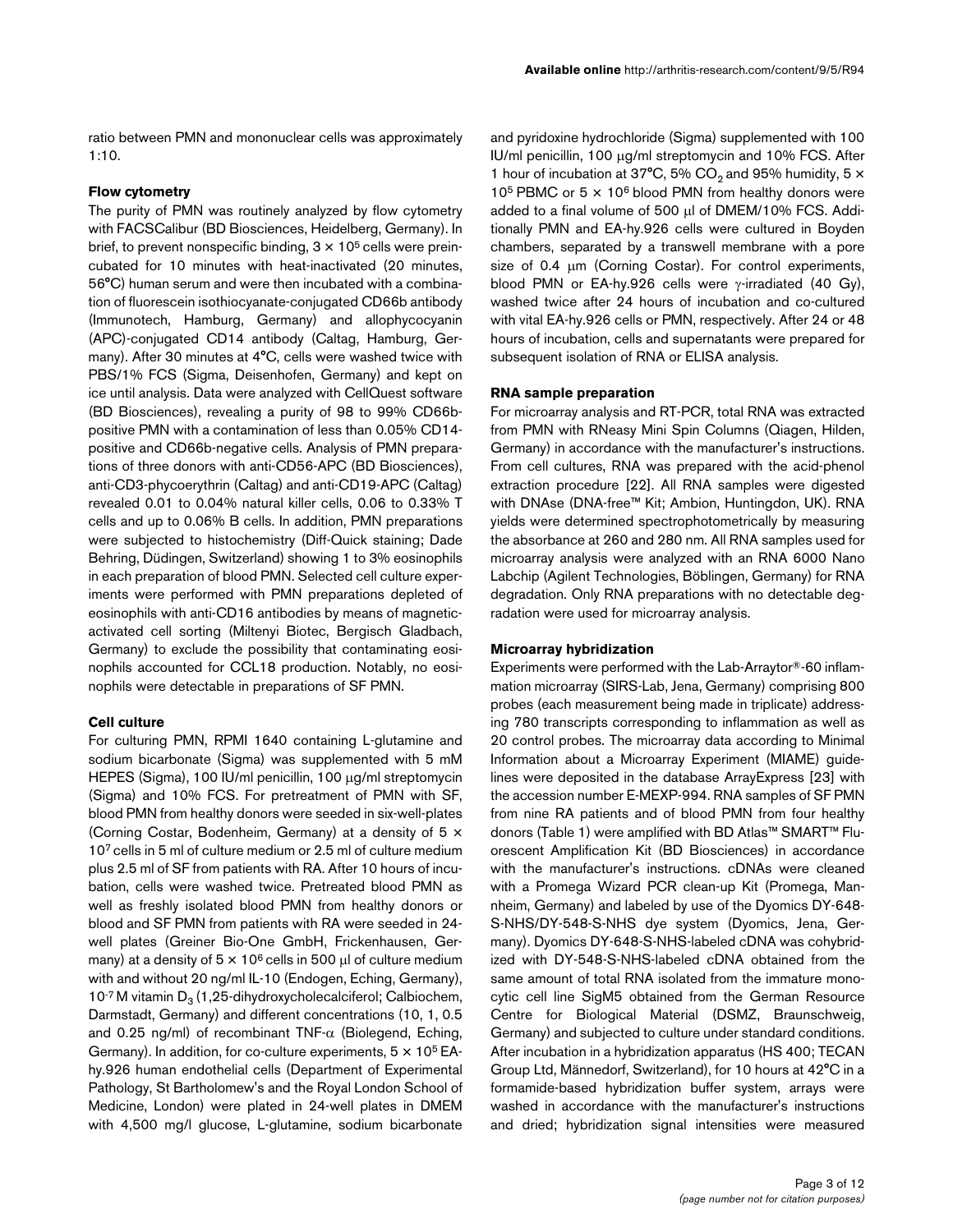ratio between PMN and mononuclear cells was approximately 1:10.

### Flow cytometry

The purity of PMN was routinely analyzed by flow cytometry with FACSCalibur (BD Biosciences, Heidelberg, Germany). In brief, to prevent nonspecific binding, $3 \times 10^5$ cells were preincubated for 10 minutes with heat-inactivated (20 minutes, 56°C) human serum and were then incubated with a combination of fluorescein isothiocyanate-conjugated CD66b antibody (Immunotech, Hamburg, Germany) and allophycocyanin (APC)-conjugated CD14 antibody (Caltag, Hamburg, Germany). After 30 minutes at 4°C, cells were washed twice with PBS/1% FCS (Sigma, Deisenhofen, Germany) and kept on ice until analysis. Data were analyzed with CellQuest software (BD Biosciences), revealing a purity of 98 to 99% CD66b-positive PMN with a contamination of less than 0.05% CD14-positive and CD66b-negative cells. Analysis of PMN preparations of three donors with anti-CD56-APC (BD Biosciences), anti-CD3-phycoerythrin (Caltag) and anti-CD19-APC (Caltag) revealed 0.01 to 0.04% natural killer cells, 0.06 to 0.33% T cells and up to 0.06% B cells. In addition, PMN preparations were subjected to histochemistry (Diff-Quick staining; Dade Behring, Düdingen, Switzerland) showing 1 to 3% eosinophils in each preparation of blood PMN. Selected cell culture experiments were performed with PMN preparations depleted of eosinophils with anti-CD16 antibodies by means of magnetic-activated cell sorting (Miltenyi Biotec, Bergisch Gladbach, Germany) to exclude the possibility that contaminating eosinophils accounted for CCL18 production. Notably, no eosinophils were detectable in preparations of SF PMN.

### Cell culture

For culturing PMN, RPMI 1640 containing L-glutamine and sodium bicarbonate (Sigma) was supplemented with 5 mM HEPES (Sigma), 100 IU/ml penicillin, 100 μg/ml streptomycin (Sigma) and 10% FCS. For pretreatment of PMN with SF, blood PMN from healthy donors were seeded in six-well-plates (Corning Costar, Bodenheim, Germany) at a density of $5 \times 10^7$ cells in 5 ml of culture medium or 2.5 ml of culture medium plus 2.5 ml of SF from patients with RA. After 10 hours of incubation, cells were washed twice. Pretreated blood PMN as well as freshly isolated blood PMN from healthy donors or blood and SF PMN from patients with RA were seeded in 24-well plates (Greiner Bio-One GmbH, Frickenhausen, Germany) at a density of $5 \times 10^6$ cells in 500 μl of culture medium with and without 20 ng/ml IL-10 (Endogen, Eching, Germany), $10^{-7}$ M vitamin $D_3$ (1,25-dihydroxycholecalciferol; Calbiochem, Darmstadt, Germany) and different concentrations (10, 1, 0.5 and 0.25 ng/ml) of recombinant TNF-α (Biolegend, Eching, Germany). In addition, for co-culture experiments, $5 \times 10^5$ EA-hy.926 human endothelial cells (Department of Experimental Pathology, St Bartholomew's and the Royal London School of Medicine, London) were plated in 24-well plates in DMEM with 4,500 mg/l glucose, L-glutamine, sodium bicarbonate and pyridoxine hydrochloride (Sigma) supplemented with 100 IU/ml penicillin, 100 μg/ml streptomycin and 10% FCS. After 1 hour of incubation at 37°C, 5% $CO_2$ and 95% humidity, $5 \times 10^5$ PBMC or $5 \times 10^6$ blood PMN from healthy donors were added to a final volume of 500 μl of DMEM/10% FCS. Additionally PMN and EA-hy.926 cells were cultured in Boyden chambers, separated by a transwell membrane with a pore size of 0.4 μm (Corning Costar). For control experiments, blood PMN or EA-hy.926 cells were γ-irradiated (40 Gy), washed twice after 24 hours of incubation and co-cultured with vital EA-hy.926 cells or PMN, respectively. After 24 or 48 hours of incubation, cells and supernatants were prepared for subsequent isolation of RNA or ELISA analysis.

### RNA sample preparation

For microarray analysis and RT-PCR, total RNA was extracted from PMN with RNeasy Mini Spin Columns (Qiagen, Hilden, Germany) in accordance with the manufacturer's instructions. From cell cultures, RNA was prepared with the acid-phenol extraction procedure [22]. All RNA samples were digested with DNAse (DNA-free™ Kit; Ambion, Huntingdon, UK). RNA yields were determined spectrophotometrically by measuring the absorbance at 260 and 280 nm. All RNA samples used for microarray analysis were analyzed with an RNA 6000 Nano Labchip (Agilent Technologies, Böblingen, Germany) for RNA degradation. Only RNA preparations with no detectable degradation were used for microarray analysis.

### Microarray hybridization

Experiments were performed with the Lab-Arraytor®-60 inflammation microarray (SIRS-Lab, Jena, Germany) comprising 800 probes (each measurement being made in triplicate) addressing 780 transcripts corresponding to inflammation as well as 20 control probes. The microarray data according to Minimal Information about a Microarray Experiment (MIAME) guidelines were deposited in the database ArrayExpress [23] with the accession number E-MEXP-994. RNA samples of SF PMN from nine RA patients and of blood PMN from four healthy donors (Table 1) were amplified with BD Atlas™ SMART™ Fluorescent Amplification Kit (BD Biosciences) in accordance with the manufacturer's instructions. cDNAs were cleaned with a Promega Wizard PCR clean-up Kit (Promega, Mannheim, Germany) and labeled by use of the Dyomics DY-648-S-NHS/DY-548-S-NHS dye system (Dyomics, Jena, Germany). Dyomics DY-648-S-NHS-labeled cDNA was cohybridized with DY-548-S-NHS-labeled cDNA obtained from the same amount of total RNA isolated from the immature monocytic cell line SigM5 obtained from the German Resource Centre for Biological Material (DSMZ, Braunschweig, Germany) and subjected to culture under standard conditions. After incubation in a hybridization apparatus (HS 400; TECAN Group Ltd, Männedorf, Switzerland), for 10 hours at 42°C in a formamide-based hybridization buffer system, arrays were washed in accordance with the manufacturer's instructions and dried; hybridization signal intensities were measured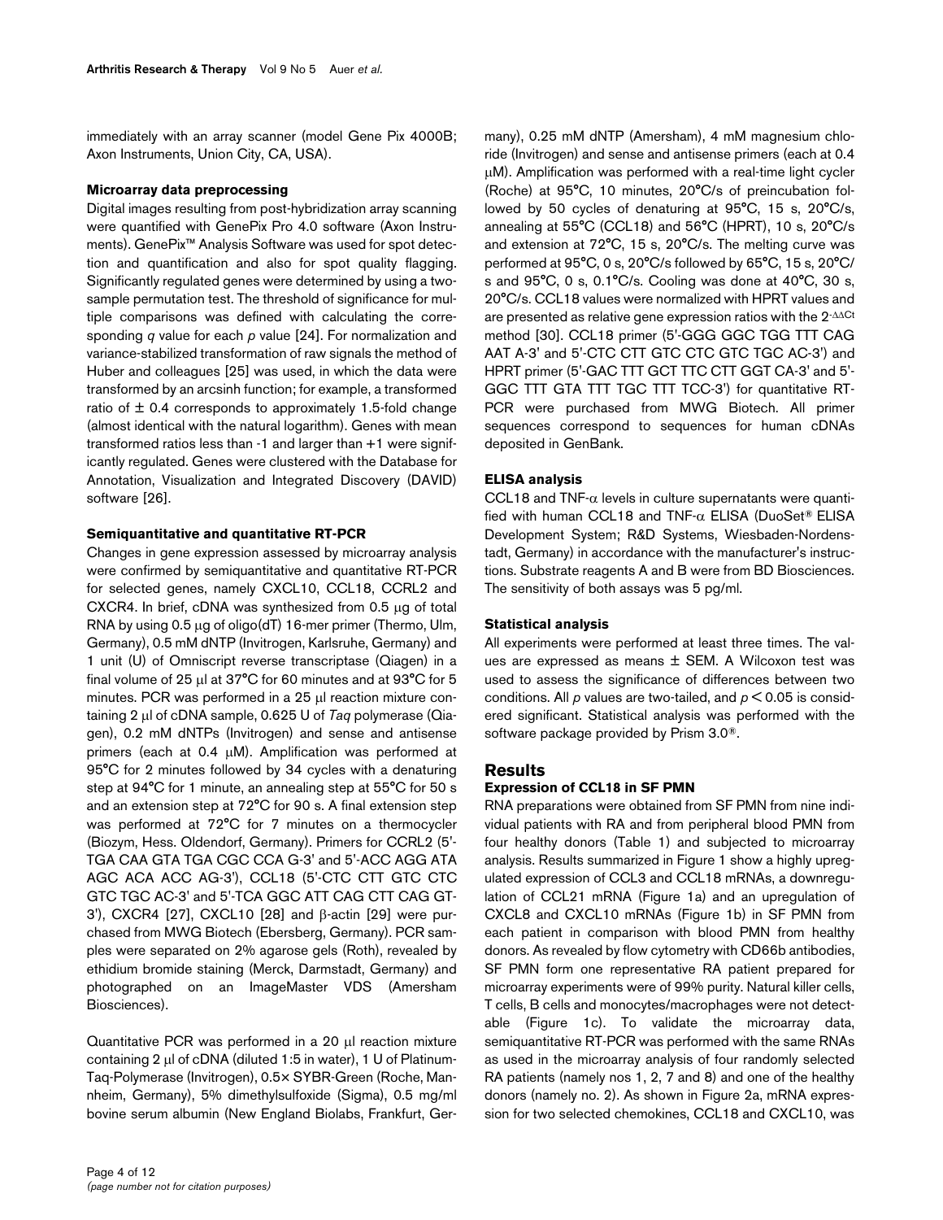immediately with an array scanner (model Gene Pix 4000B; Axon Instruments, Union City, CA, USA).

### Microarray data preprocessing

Digital images resulting from post-hybridization array scanning were quantified with GenePix Pro 4.0 software (Axon Instruments). GenePix™ Analysis Software was used for spot detection and quantification and also for spot quality flagging. Significantly regulated genes were determined by using a two-sample permutation test. The threshold of significance for multiple comparisons was defined with calculating the corresponding $q$ value for each $p$ value [24]. For normalization and variance-stabilized transformation of raw signals the method of Huber and colleagues [25] was used, in which the data were transformed by an arcsinh function; for example, a transformed ratio of ± 0.4 corresponds to approximately 1.5-fold change (almost identical with the natural logarithm). Genes with mean transformed ratios less than -1 and larger than +1 were significantly regulated. Genes were clustered with the Database for Annotation, Visualization and Integrated Discovery (DAVID) software [26].

### Semiquantitative and quantitative RT-PCR

Changes in gene expression assessed by microarray analysis were confirmed by semiquantitative and quantitative RT-PCR for selected genes, namely CXCL10, CCL18, CCRL2 and CXCR4. In brief, cDNA was synthesized from 0.5 μg of total RNA by using 0.5 μg of oligo(dT) 16-mer primer (Thermo, Ulm, Germany), 0.5 mM dNTP (Invitrogen, Karlsruhe, Germany) and 1 unit (U) of Omniscript reverse transcriptase (Qiagen) in a final volume of 25 μl at 37°C for 60 minutes and at 93°C for 5 minutes. PCR was performed in a 25 μl reaction mixture containing 2 μl of cDNA sample, 0.625 U of *Taq* polymerase (Qiagen), 0.2 mM dNTPs (Invitrogen) and sense and antisense primers (each at 0.4 μM). Amplification was performed at 95°C for 2 minutes followed by 34 cycles with a denaturing step at 94°C for 1 minute, an annealing step at 55°C for 50 s and an extension step at 72°C for 90 s. A final extension step was performed at 72°C for 7 minutes on a thermocycler (Biozym, Hess. Oldendorf, Germany). Primers for CCRL2 (5'-TGA CAA GTA TGA CGC CCA G-3' and 5'-ACC AGG ATA AGC ACA ACC AG-3'), CCL18 (5'-CTC CTT GTC CTC GTC TGC AC-3' and 5'-TCA GGC ATT CAG CTT CAG GT-3'), CXCR4 [27], CXCL10 [28] and β-actin [29] were purchased from MWG Biotech (Ebersberg, Germany). PCR samples were separated on 2% agarose gels (Roth), revealed by ethidium bromide staining (Merck, Darmstadt, Germany) and photographed on an ImageMaster VDS (Amersham Biosciences).

Quantitative PCR was performed in a 20 μl reaction mixture containing 2 μl of cDNA (diluted 1:5 in water), 1 U of Platinum-Taq-Polymerase (Invitrogen), 0.5× SYBR-Green (Roche, Mannheim, Germany), 5% dimethylsulfoxide (Sigma), 0.5 mg/ml bovine serum albumin (New England Biolabs, Frankfurt, Germany), 0.25 mM dNTP (Amersham), 4 mM magnesium chloride (Invitrogen) and sense and antisense primers (each at 0.4 μM). Amplification was performed with a real-time light cycler (Roche) at 95°C, 10 minutes, 20°C/s of preincubation followed by 50 cycles of denaturing at 95°C, 15 s, 20°C/s, annealing at 55°C (CCL18) and 56°C (HPRT), 10 s, 20°C/s and extension at 72°C, 15 s, 20°C/s. The melting curve was performed at 95°C, 0 s, 20°C/s followed by 65°C, 15 s, 20°C/s and 95°C, 0 s, 0.1°C/s. Cooling was done at 40°C, 30 s, 20°C/s. CCL18 values were normalized with HPRT values and are presented as relative gene expression ratios with the $2^{-\Delta\Delta Ct}$ method [30]. CCL18 primer (5'-GGG GGC TGG TTT CAG AAT A-3' and 5'-CTC CTT GTC CTC GTC TGC AC-3') and HPRT primer (5'-GAC TTT GCT TTC CTT GGT CA-3' and 5'-GGC TTT GTA TTT TGC TTT TCC-3') for quantitative RT-PCR were purchased from MWG Biotech. All primer sequences correspond to sequences for human cDNAs deposited in GenBank.

### ELISA analysis

CCL18 and TNF-α levels in culture supernatants were quantified with human CCL18 and TNF-α ELISA (DuoSet® ELISA Development System; R&D Systems, Wiesbaden-Nordenstadt, Germany) in accordance with the manufacturer's instructions. Substrate reagents A and B were from BD Biosciences. The sensitivity of both assays was 5 pg/ml.

### Statistical analysis

All experiments were performed at least three times. The values are expressed as means ± SEM. A Wilcoxon test was used to assess the significance of differences between two conditions. All $p$ values are two-tailed, and $p < 0.05$ is considered significant. Statistical analysis was performed with the software package provided by Prism 3.0®.

## Results

### Expression of CCL18 in SF PMN

RNA preparations were obtained from SF PMN from nine individual patients with RA and from peripheral blood PMN from four healthy donors (Table 1) and subjected to microarray analysis. Results summarized in Figure 1 show a highly upregulated expression of CCL3 and CCL18 mRNAs, a downregulation of CCL21 mRNA (Figure 1a) and an upregulation of CXCL8 and CXCL10 mRNAs (Figure 1b) in SF PMN from each patient in comparison with blood PMN from healthy donors. As revealed by flow cytometry with CD66b antibodies, SF PMN form one representative RA patient prepared for microarray experiments were of 99% purity. Natural killer cells, T cells, B cells and monocytes/macrophages were not detectable (Figure 1c). To validate the microarray data, semiquantitative RT-PCR was performed with the same RNAs as used in the microarray analysis of four randomly selected RA patients (namely nos 1, 2, 7 and 8) and one of the healthy donors (namely no. 2). As shown in Figure 2a, mRNA expression for two selected chemokines, CCL18 and CXCL10, was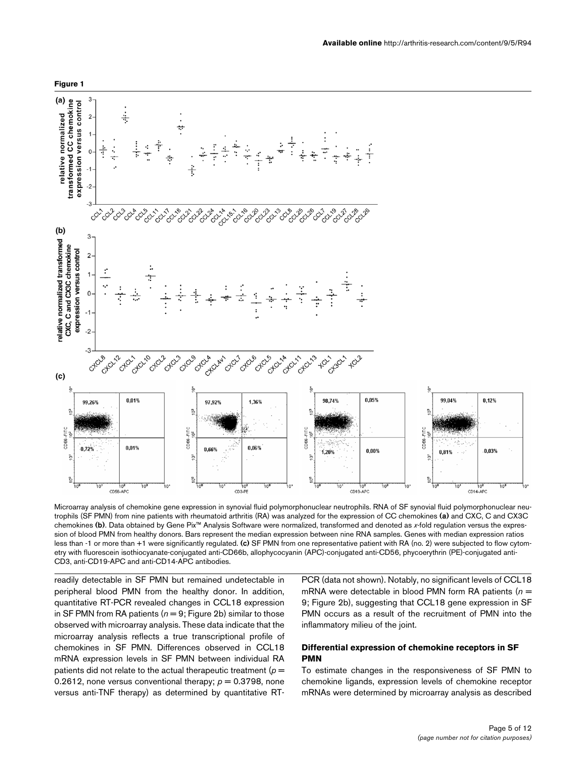**Figure 1**

Microarray analysis of chemokine gene expression in synovial fluid polymorphonuclear neutrophils. RNA of SF synovial fluid polymorphonuclear neutrophils (SF PMN) from nine patients with rheumatoid arthritis (RA) was analyzed for the expression of CC chemokines **(a)** and CXC, C and CX3C chemokines **(b)**. Data obtained by Gene Pix™ Analysis Software were normalized, transformed and denoted as *x*-fold regulation versus the expression of blood PMN from healthy donors. Bars represent the median expression between nine RNA samples. Genes with median expression ratios less than -1 or more than +1 were significantly regulated. **(c)** SF PMN from one representative patient with RA (no. 2) were subjected to flow cytometry with fluorescein isothiocyanate-conjugated anti-CD66b, allophycocyanin (APC)-conjugated anti-CD56, phycoerythrin (PE)-conjugated anti-CD3, anti-CD19-APC and anti-CD14-APC antibodies.

readily detectable in SF PMN but remained undetectable in peripheral blood PMN from the healthy donor. In addition, quantitative RT-PCR revealed changes in CCL18 expression in SF PMN from RA patients ($n = 9$; Figure 2b) similar to those observed with microarray analysis. These data indicate that the microarray analysis reflects a true transcriptional profile of chemokines in SF PMN. Differences observed in CCL18 mRNA expression levels in SF PMN between individual RA patients did not relate to the actual therapeutic treatment ($p = 0.2612$, none versus conventional therapy; $p = 0.3798$, none versus anti-TNF therapy) as determined by quantitative RT-PCR (data not shown). Notably, no significant levels of CCL18 mRNA were detectable in blood PMN form RA patients ($n = 9$; Figure 2b), suggesting that CCL18 gene expression in SF PMN occurs as a result of the recruitment of PMN into the inflammatory milieu of the joint.

### Differential expression of chemokine receptors in SF PMN

To estimate changes in the responsiveness of SF PMN to chemokine ligands, expression levels of chemokine receptor mRNAs were determined by microarray analysis as described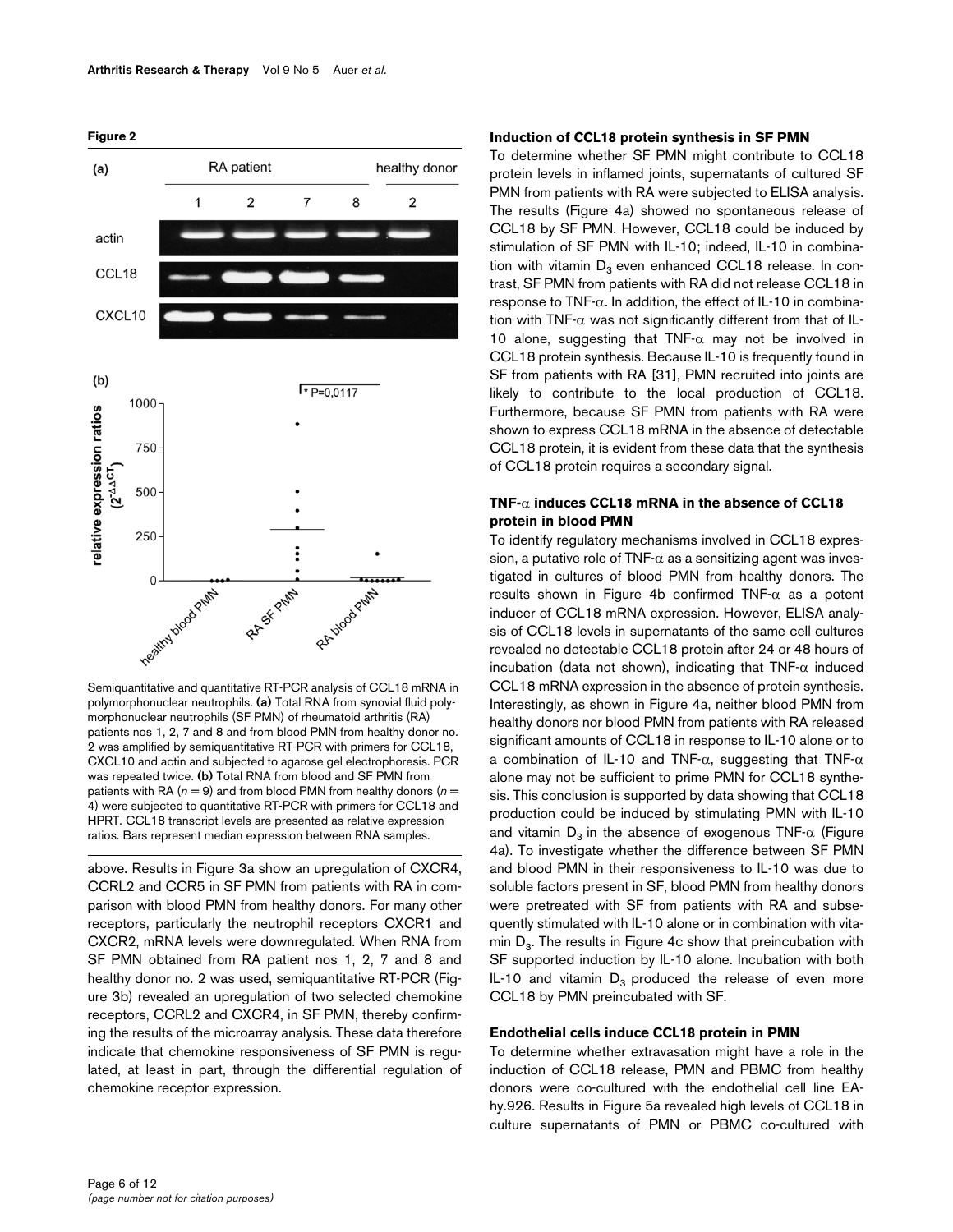**Figure 2**

Semiquantitative and quantitative RT-PCR analysis of CCL18 mRNA in polymorphonuclear neutrophils. **(a)** Total RNA from synovial fluid polymorphonuclear neutrophils (SF PMN) of rheumatoid arthritis (RA) patients nos 1, 2, 7 and 8 and from blood PMN from healthy donor no. 2 was amplified by semiquantitative RT-PCR with primers for CCL18, CXCL10 and actin and subjected to agarose gel electrophoresis. PCR was repeated twice. **(b)** Total RNA from blood and SF PMN from patients with RA ($n = 9$) and from blood PMN from healthy donors ($n = 4$) were subjected to quantitative RT-PCR with primers for CCL18 and HPRT. CCL18 transcript levels are presented as relative expression ratios. Bars represent median expression between RNA samples.

above. Results in Figure 3a show an upregulation of CXCR4, CCRL2 and CCR5 in SF PMN from patients with RA in comparison with blood PMN from healthy donors. For many other receptors, particularly the neutrophil receptors CXCR1 and CXCR2, mRNA levels were downregulated. When RNA from SF PMN obtained from RA patient nos 1, 2, 7 and 8 and healthy donor no. 2 was used, semiquantitative RT-PCR (Figure 3b) revealed an upregulation of two selected chemokine receptors, CCRL2 and CXCR4, in SF PMN, thereby confirming the results of the microarray analysis. These data therefore indicate that chemokine responsiveness of SF PMN is regulated, at least in part, through the differential regulation of chemokine receptor expression.

### Induction of CCL18 protein synthesis in SF PMN

To determine whether SF PMN might contribute to CCL18 protein levels in inflamed joints, supernatants of cultured SF PMN from patients with RA were subjected to ELISA analysis. The results (Figure 4a) showed no spontaneous release of CCL18 by SF PMN. However, CCL18 could be induced by stimulation of SF PMN with IL-10; indeed, IL-10 in combination with vitamin $D_3$ even enhanced CCL18 release. In contrast, SF PMN from patients with RA did not release CCL18 in response to TNF-α. In addition, the effect of IL-10 in combination with TNF-α was not significantly different from that of IL-10 alone, suggesting that TNF-α may not be involved in CCL18 protein synthesis. Because IL-10 is frequently found in SF from patients with RA [31], PMN recruited into joints are likely to contribute to the local production of CCL18. Furthermore, because SF PMN from patients with RA were shown to express CCL18 mRNA in the absence of detectable CCL18 protein, it is evident from these data that the synthesis of CCL18 protein requires a secondary signal.

### TNF-α induces CCL18 mRNA in the absence of CCL18 protein in blood PMN

To identify regulatory mechanisms involved in CCL18 expression, a putative role of TNF-α as a sensitizing agent was investigated in cultures of blood PMN from healthy donors. The results shown in Figure 4b confirmed TNF-α as a potent inducer of CCL18 mRNA expression. However, ELISA analysis of CCL18 levels in supernatants of the same cell cultures revealed no detectable CCL18 protein after 24 or 48 hours of incubation (data not shown), indicating that TNF-α induced CCL18 mRNA expression in the absence of protein synthesis. Interestingly, as shown in Figure 4a, neither blood PMN from healthy donors nor blood PMN from patients with RA released significant amounts of CCL18 in response to IL-10 alone or to a combination of IL-10 and TNF-α, suggesting that TNF-α alone may not be sufficient to prime PMN for CCL18 synthesis. This conclusion is supported by data showing that CCL18 production could be induced by stimulating PMN with IL-10 and vitamin $D_3$ in the absence of exogenous TNF-α (Figure 4a). To investigate whether the difference between SF PMN and blood PMN in their responsiveness to IL-10 was due to soluble factors present in SF, blood PMN from healthy donors were pretreated with SF from patients with RA and subsequently stimulated with IL-10 alone or in combination with vitamin $D_3$. The results in Figure 4c show that preincubation with SF supported induction by IL-10 alone. Incubation with both IL-10 and vitamin $D_3$ produced the release of even more CCL18 by PMN preincubated with SF.

### Endothelial cells induce CCL18 protein in PMN

To determine whether extravasation might have a role in the induction of CCL18 release, PMN and PBMC from healthy donors were co-cultured with the endothelial cell line EA-hy.926. Results in Figure 5a revealed high levels of CCL18 in culture supernatants of PMN or PBMC co-cultured with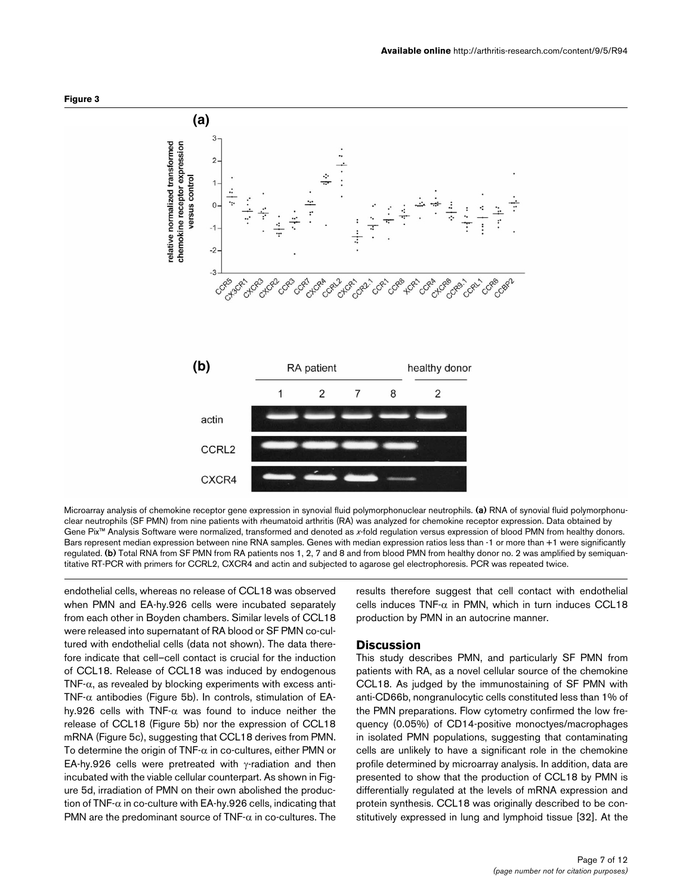**Figure 3**

Microarray analysis of chemokine receptor gene expression in synovial fluid polymorphonuclear neutrophils. **(a)** RNA of synovial fluid polymorphonuclear neutrophils (SF PMN) from nine patients with rheumatoid arthritis (RA) was analyzed for chemokine receptor expression. Data obtained by Gene Pix™ Analysis Software were normalized, transformed and denoted as *x*-fold regulation versus expression of blood PMN from healthy donors. Bars represent median expression between nine RNA samples. Genes with median expression ratios less than -1 or more than +1 were significantly regulated. **(b)** Total RNA from SF PMN from RA patients nos 1, 2, 7 and 8 and from blood PMN from healthy donor no. 2 was amplified by semiquantitative RT-PCR with primers for CCRL2, CXCR4 and actin and subjected to agarose gel electrophoresis. PCR was repeated twice.

endothelial cells, whereas no release of CCL18 was observed when PMN and EA-hy.926 cells were incubated separately from each other in Boyden chambers. Similar levels of CCL18 were released into supernatant of RA blood or SF PMN co-cultured with endothelial cells (data not shown). The data therefore indicate that cell–cell contact is crucial for the induction of CCL18. Release of CCL18 was induced by endogenous TNF-$\alpha$, as revealed by blocking experiments with excess anti-TNF-$\alpha$ antibodies (Figure 5b). In controls, stimulation of EA-hy.926 cells with TNF-$\alpha$ was found to induce neither the release of CCL18 (Figure 5b) nor the expression of CCL18 mRNA (Figure 5c), suggesting that CCL18 derives from PMN. To determine the origin of TNF-$\alpha$ in co-cultures, either PMN or EA-hy.926 cells were pretreated with $\gamma$-radiation and then incubated with the viable cellular counterpart. As shown in Figure 5d, irradiation of PMN on their own abolished the production of TNF-$\alpha$ in co-culture with EA-hy.926 cells, indicating that PMN are the predominant source of TNF-$\alpha$ in co-cultures. The results therefore suggest that cell contact with endothelial cells induces TNF-$\alpha$ in PMN, which in turn induces CCL18 production by PMN in an autocrine manner.

## Discussion

This study describes PMN, and particularly SF PMN from patients with RA, as a novel cellular source of the chemokine CCL18. As judged by the immunostaining of SF PMN with anti-CD66b, nongranulocytic cells constituted less than 1% of the PMN preparations. Flow cytometry confirmed the low frequency (0.05%) of CD14-positive monoctyes/macrophages in isolated PMN populations, suggesting that contaminating cells are unlikely to have a significant role in the chemokine profile determined by microarray analysis. In addition, data are presented to show that the production of CCL18 by PMN is differentially regulated at the levels of mRNA expression and protein synthesis. CCL18 was originally described to be constitutively expressed in lung and lymphoid tissue [32]. At the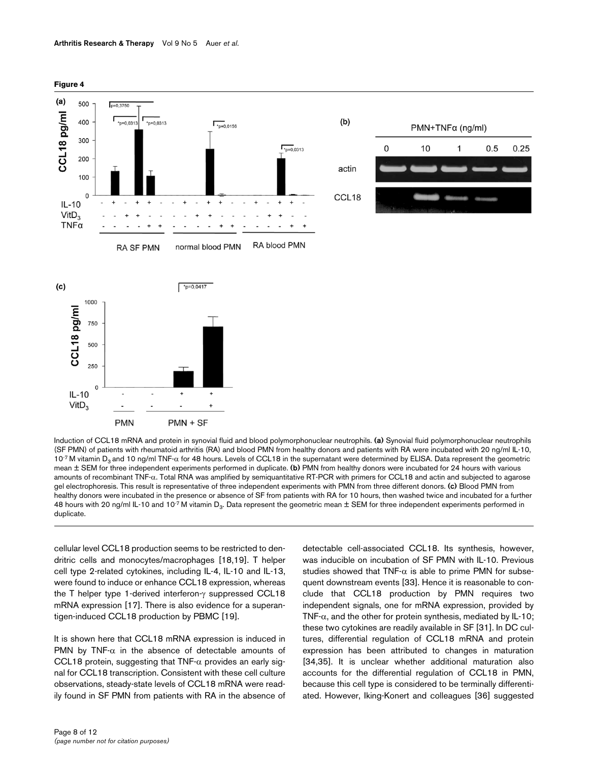**Figure 4**

Induction of CCL18 mRNA and protein in synovial fluid and blood polymorphonuclear neutrophils. **(a)** Synovial fluid polymorphonuclear neutrophils (SF PMN) of patients with rheumatoid arthritis (RA) and blood PMN from healthy donors and patients with RA were incubated with 20 ng/ml IL-10, $10^{-7}$ M vitamin $D_3$ and 10 ng/ml TNF-α for 48 hours. Levels of CCL18 in the supernatant were determined by ELISA. Data represent the geometric mean ± SEM for three independent experiments performed in duplicate. **(b)** PMN from healthy donors were incubated for 24 hours with various amounts of recombinant TNF-α. Total RNA was amplified by semiquantitative RT-PCR with primers for CCL18 and actin and subjected to agarose gel electrophoresis. This result is representative of three independent experiments with PMN from three different donors. **(c)** Blood PMN from healthy donors were incubated in the presence or absence of SF from patients with RA for 10 hours, then washed twice and incubated for a further 48 hours with 20 ng/ml IL-10 and $10^{-7}$ M vitamin $D_3$. Data represent the geometric mean ± SEM for three independent experiments performed in duplicate.

cellular level CCL18 production seems to be restricted to dendritic cells and monocytes/macrophages [18,19]. T helper cell type 2-related cytokines, including IL-4, IL-10 and IL-13, were found to induce or enhance CCL18 expression, whereas the T helper type 1-derived interferon-γ suppressed CCL18 mRNA expression [17]. There is also evidence for a superantigen-induced CCL18 production by PBMC [19].

It is shown here that CCL18 mRNA expression is induced in PMN by TNF-α in the absence of detectable amounts of CCL18 protein, suggesting that TNF-α provides an early signal for CCL18 transcription. Consistent with these cell culture observations, steady-state levels of CCL18 mRNA were readily found in SF PMN from patients with RA in the absence of detectable cell-associated CCL18. Its synthesis, however, was inducible on incubation of SF PMN with IL-10. Previous studies showed that TNF-α is able to prime PMN for subsequent downstream events [33]. Hence it is reasonable to conclude that CCL18 production by PMN requires two independent signals, one for mRNA expression, provided by TNF-α, and the other for protein synthesis, mediated by IL-10; these two cytokines are readily available in SF [31]. In DC cultures, differential regulation of CCL18 mRNA and protein expression has been attributed to changes in maturation [34,35]. It is unclear whether additional maturation also accounts for the differential regulation of CCL18 in PMN, because this cell type is considered to be terminally differentiated. However, Iking-Konert and colleagues [36] suggested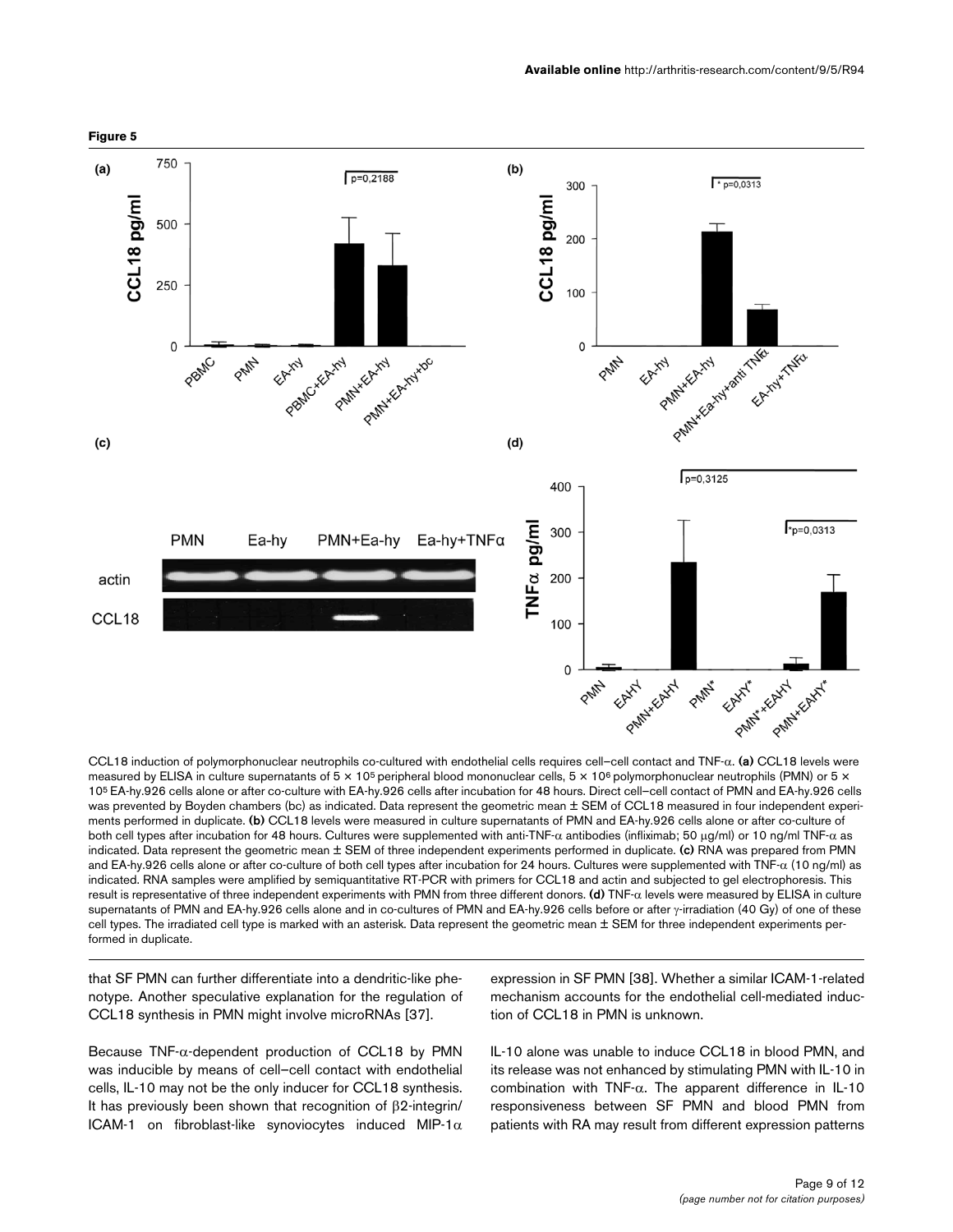**Figure 5**

CCL18 induction of polymorphonuclear neutrophils co-cultured with endothelial cells requires cell–cell contact and TNF-α. **(a)** CCL18 levels were measured by ELISA in culture supernatants of $5 \times 10^5$ peripheral blood mononuclear cells, $5 \times 10^6$ polymorphonuclear neutrophils (PMN) or $5 \times 10^5$ EA-hy.926 cells alone or after co-culture with EA-hy.926 cells after incubation for 48 hours. Direct cell–cell contact of PMN and EA-hy.926 cells was prevented by Boyden chambers (bc) as indicated. Data represent the geometric mean ± SEM of CCL18 measured in four independent experiments performed in duplicate. **(b)** CCL18 levels were measured in culture supernatants of PMN and EA-hy.926 cells alone or after co-culture of both cell types after incubation for 48 hours. Cultures were supplemented with anti-TNF-α antibodies (infliximab; 50 μg/ml) or 10 ng/ml TNF-α as indicated. Data represent the geometric mean ± SEM of three independent experiments performed in duplicate. **(c)** RNA was prepared from PMN and EA-hy.926 cells alone or after co-culture of both cell types after incubation for 24 hours. Cultures were supplemented with TNF-α (10 ng/ml) as indicated. RNA samples were amplified by semiquantitative RT-PCR with primers for CCL18 and actin and subjected to gel electrophoresis. This result is representative of three independent experiments with PMN from three different donors. **(d)** TNF-α levels were measured by ELISA in culture supernatants of PMN and EA-hy.926 cells alone and in co-cultures of PMN and EA-hy.926 cells before or after γ-irradiation (40 Gy) of one of these cell types. The irradiated cell type is marked with an asterisk. Data represent the geometric mean ± SEM for three independent experiments performed in duplicate.

that SF PMN can further differentiate into a dendritic-like phenotype. Another speculative explanation for the regulation of CCL18 synthesis in PMN might involve microRNAs [37].

Because TNF-α-dependent production of CCL18 by PMN was inducible by means of cell–cell contact with endothelial cells, IL-10 may not be the only inducer for CCL18 synthesis. It has previously been shown that recognition of β2-integrin/ICAM-1 on fibroblast-like synoviocytes induced MIP-1α expression in SF PMN [38]. Whether a similar ICAM-1-related mechanism accounts for the endothelial cell-mediated induction of CCL18 in PMN is unknown.

IL-10 alone was unable to induce CCL18 in blood PMN, and its release was not enhanced by stimulating PMN with IL-10 in combination with TNF-α. The apparent difference in IL-10 responsiveness between SF PMN and blood PMN from patients with RA may result from different expression patterns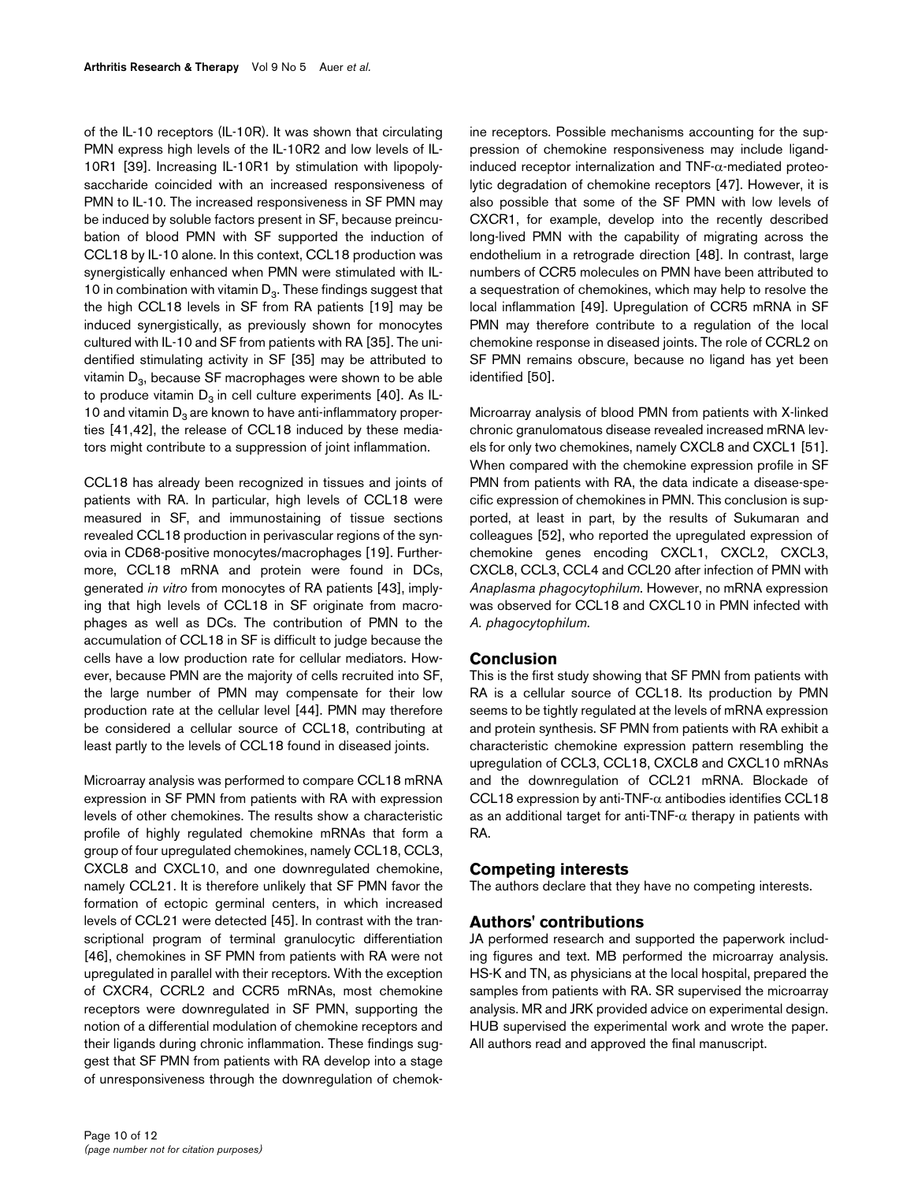of the IL-10 receptors (IL-10R). It was shown that circulating PMN express high levels of the IL-10R2 and low levels of IL-10R1 [39]. Increasing IL-10R1 by stimulation with lipopolysaccharide coincided with an increased responsiveness of PMN to IL-10. The increased responsiveness in SF PMN may be induced by soluble factors present in SF, because preincubation of blood PMN with SF supported the induction of CCL18 by IL-10 alone. In this context, CCL18 production was synergistically enhanced when PMN were stimulated with IL-10 in combination with vitamin $D_3$. These findings suggest that the high CCL18 levels in SF from RA patients [19] may be induced synergistically, as previously shown for monocytes cultured with IL-10 and SF from patients with RA [35]. The unidentified stimulating activity in SF [35] may be attributed to vitamin $D_3$, because SF macrophages were shown to be able to produce vitamin $D_3$ in cell culture experiments [40]. As IL-10 and vitamin $D_3$ are known to have anti-inflammatory properties [41,42], the release of CCL18 induced by these mediators might contribute to a suppression of joint inflammation.

CCL18 has already been recognized in tissues and joints of patients with RA. In particular, high levels of CCL18 were measured in SF, and immunostaining of tissue sections revealed CCL18 production in perivascular regions of the synovia in CD68-positive monocytes/macrophages [19]. Furthermore, CCL18 mRNA and protein were found in DCs, generated *in vitro* from monocytes of RA patients [43], implying that high levels of CCL18 in SF originate from macrophages as well as DCs. The contribution of PMN to the accumulation of CCL18 in SF is difficult to judge because the cells have a low production rate for cellular mediators. However, because PMN are the majority of cells recruited into SF, the large number of PMN may compensate for their low production rate at the cellular level [44]. PMN may therefore be considered a cellular source of CCL18, contributing at least partly to the levels of CCL18 found in diseased joints.

Microarray analysis was performed to compare CCL18 mRNA expression in SF PMN from patients with RA with expression levels of other chemokines. The results show a characteristic profile of highly regulated chemokine mRNAs that form a group of four upregulated chemokines, namely CCL18, CCL3, CXCL8 and CXCL10, and one downregulated chemokine, namely CCL21. It is therefore unlikely that SF PMN favor the formation of ectopic germinal centers, in which increased levels of CCL21 were detected [45]. In contrast with the transcriptional program of terminal granulocytic differentiation [46], chemokines in SF PMN from patients with RA were not upregulated in parallel with their receptors. With the exception of CXCR4, CCRL2 and CCR5 mRNAs, most chemokine receptors were downregulated in SF PMN, supporting the notion of a differential modulation of chemokine receptors and their ligands during chronic inflammation. These findings suggest that SF PMN from patients with RA develop into a stage of unresponsiveness through the downregulation of chemokine receptors. Possible mechanisms accounting for the suppression of chemokine responsiveness may include ligand-induced receptor internalization and TNF-$\alpha$-mediated proteolytic degradation of chemokine receptors [47]. However, it is also possible that some of the SF PMN with low levels of CXCR1, for example, develop into the recently described long-lived PMN with the capability of migrating across the endothelium in a retrograde direction [48]. In contrast, large numbers of CCR5 molecules on PMN have been attributed to a sequestration of chemokines, which may help to resolve the local inflammation [49]. Upregulation of CCR5 mRNA in SF PMN may therefore contribute to a regulation of the local chemokine response in diseased joints. The role of CCRL2 on SF PMN remains obscure, because no ligand has yet been identified [50].

Microarray analysis of blood PMN from patients with X-linked chronic granulomatous disease revealed increased mRNA levels for only two chemokines, namely CXCL8 and CXCL1 [51]. When compared with the chemokine expression profile in SF PMN from patients with RA, the data indicate a disease-specific expression of chemokines in PMN. This conclusion is supported, at least in part, by the results of Sukumaran and colleagues [52], who reported the upregulated expression of chemokine genes encoding CXCL1, CXCL2, CXCL3, CXCL8, CCL3, CCL4 and CCL20 after infection of PMN with *Anaplasma phagocytophilum*. However, no mRNA expression was observed for CCL18 and CXCL10 in PMN infected with *A. phagocytophilum*.

## Conclusion

This is the first study showing that SF PMN from patients with RA is a cellular source of CCL18. Its production by PMN seems to be tightly regulated at the levels of mRNA expression and protein synthesis. SF PMN from patients with RA exhibit a characteristic chemokine expression pattern resembling the upregulation of CCL3, CCL18, CXCL8 and CXCL10 mRNAs and the downregulation of CCL21 mRNA. Blockade of CCL18 expression by anti-TNF-$\alpha$ antibodies identifies CCL18 as an additional target for anti-TNF-$\alpha$ therapy in patients with RA.

## Competing interests

The authors declare that they have no competing interests.

## Authors' contributions

JA performed research and supported the paperwork including figures and text. MB performed the microarray analysis. HS-K and TN, as physicians at the local hospital, prepared the samples from patients with RA. SR supervised the microarray analysis. MR and JRK provided advice on experimental design. HUB supervised the experimental work and wrote the paper. All authors read and approved the final manuscript.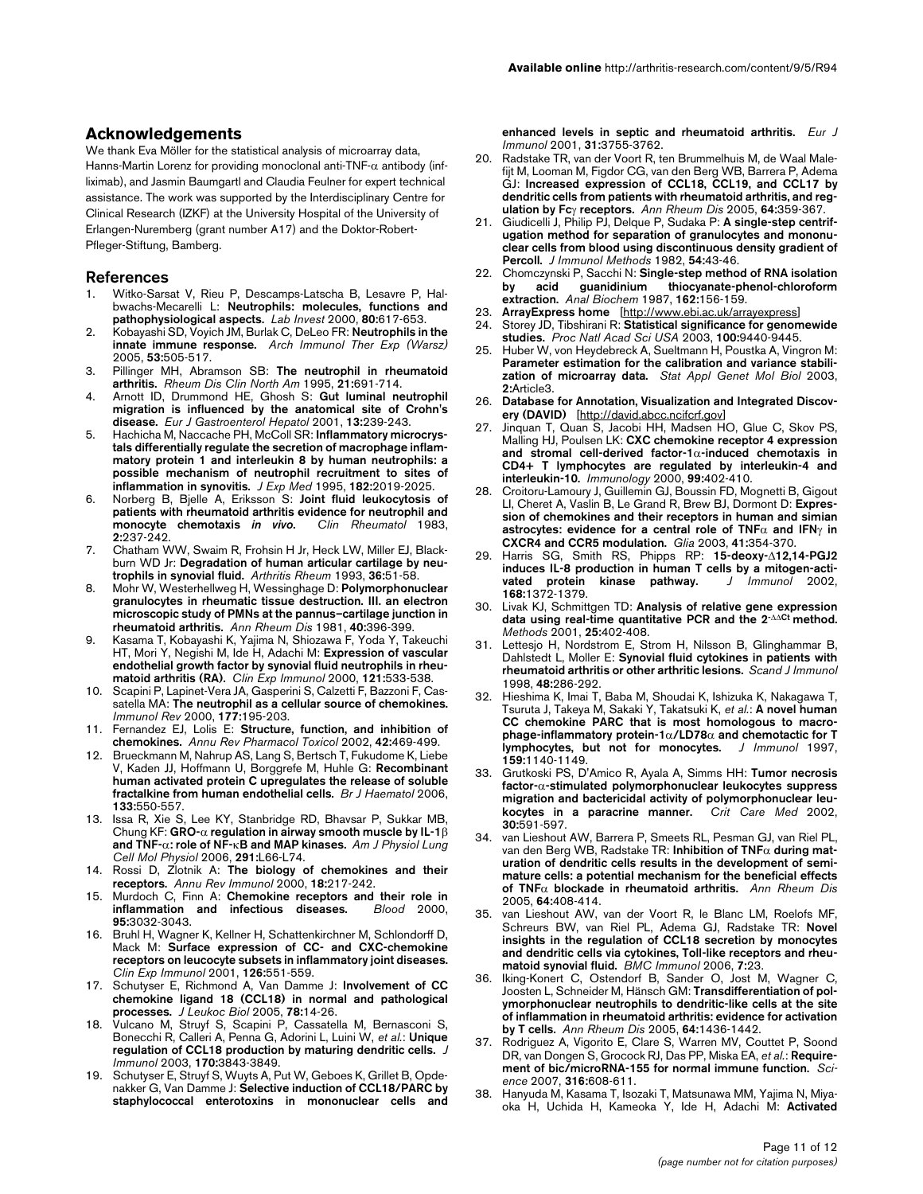## Acknowledgements

We thank Eva Möller for the statistical analysis of microarray data, Hanns-Martin Lorenz for providing monoclonal anti-TNF-α antibody (infliximab), and Jasmin Baumgartl and Claudia Feulner for expert technical assistance. The work was supported by the Interdisciplinary Centre for Clinical Research (IZKF) at the University Hospital of the University of Erlangen-Nuremberg (grant number A17) and the Doktor-Robert-Pfleger-Stiftung, Bamberg.

## References

1. Witko-Sarsat V, Rieu P, Descamps-Latscha B, Lesavre P, Halbwachs-Mecarelli L: **Neutrophils: molecules, functions and pathophysiological aspects.** *Lab Invest* 2000, **80:**617-653.
2. Kobayashi SD, Voyich JM, Burlak C, DeLeo FR: **Neutrophils in the innate immune response.** *Arch Immunol Ther Exp (Warsz)* 2005, **53:**505-517.
3. Pillinger MH, Abramson SB: **The neutrophil in rheumatoid arthritis.** *Rheum Dis Clin North Am* 1995, **21:**691-714.
4. Arnott ID, Drummond HE, Ghosh S: **Gut luminal neutrophil migration is influenced by the anatomical site of Crohn's disease.** *Eur J Gastroenterol Hepatol* 2001, **13:**239-243.
5. Hachicha M, Naccache PH, McColl SR: **Inflammatory microcrystals differentially regulate the secretion of macrophage inflammatory protein 1 and interleukin 8 by human neutrophils: a possible mechanism of neutrophil recruitment to sites of inflammation in synovitis.** *J Exp Med* 1995, **182:**2019-2025.
6. Norberg B, Bjelle A, Eriksson S: **Joint fluid leukocytosis of patients with rheumatoid arthritis evidence for neutrophil and monocyte chemotaxis *in vivo*.** *Clin Rheumatol* 1983, **2:**237-242.
7. Chatham WW, Swaim R, Frohsin H Jr, Heck LW, Miller EJ, Blackburn WD Jr: **Degradation of human articular cartilage by neutrophils in synovial fluid.** *Arthritis Rheum* 1993, **36:**51-58.
8. Mohr W, Westerhellweg H, Wessinghage D: **Polymorphonuclear granulocytes in rheumatic tissue destruction. III. an electron microscopic study of PMNs at the pannus–cartilage junction in rheumatoid arthritis.** *Ann Rheum Dis* 1981, **40:**396-399.
9. Kasama T, Kobayashi K, Yajima N, Shiozawa F, Yoda Y, Takeuchi HT, Mori Y, Negishi M, Ide H, Adachi M: **Expression of vascular endothelial growth factor by synovial fluid neutrophils in rheumatoid arthritis (RA).** *Clin Exp Immunol* 2000, **121:**533-538.
10. Scapini P, Lapinet-Vera JA, Gasperini S, Calzetti F, Bazzoni F, Cassatella MA: **The neutrophil as a cellular source of chemokines.** *Immunol Rev* 2000, **177:**195-203.
11. Fernandez EJ, Lolis E: **Structure, function, and inhibition of chemokines.** *Annu Rev Pharmacol Toxicol* 2002, **42:**469-499.
12. Brueckmann M, Nahrup AS, Lang S, Bertsch T, Fukudome K, Liebe V, Kaden JJ, Hoffmann U, Borggrefe M, Huhle G: **Recombinant human activated protein C upregulates the release of soluble fractalkine from human endothelial cells.** *Br J Haematol* 2006, **133:**550-557.
13. Issa R, Xie S, Lee KY, Stanbridge RD, Bhavsar P, Sukkar MB, Chung KF: **GRO-α regulation in airway smooth muscle by IL-1β and TNF-α: role of NF-κB and MAP kinases.** *Am J Physiol Lung Cell Mol Physiol* 2006, **291:**L66-L74.
14. Rossi D, Zlotnik A: **The biology of chemokines and their receptors.** *Annu Rev Immunol* 2000, **18:**217-242.
15. Murdoch C, Finn A: **Chemokine receptors and their role in inflammation and infectious diseases.** *Blood* 2000, **95:**3032-3043.
16. Bruhl H, Wagner K, Kellner H, Schattenkirchner M, Schlondorff D, Mack M: **Surface expression of CC- and CXC-chemokine receptors on leucocyte subsets in inflammatory joint diseases.** *Clin Exp Immunol* 2001, **126:**551-559.
17. Schutyser E, Richmond A, Van Damme J: **Involvement of CC chemokine ligand 18 (CCL18) in normal and pathological processes.** *J Leukoc Biol* 2005, **78:**14-26.
18. Vulcano M, Struyf S, Scapini P, Cassatella M, Bernasconi S, Bonecchi R, Calleri A, Penna G, Adorini L, Luini W, *et al.*: **Unique regulation of CCL18 production by maturing dendritic cells.** *J Immunol* 2003, **170:**3843-3849.
19. Schutyser E, Struyf S, Wuyts A, Put W, Geboes K, Grillet B, Opdenakker G, Van Damme J: **Selective induction of CCL18/PARC by staphylococcal enterotoxins in mononuclear cells and enhanced levels in septic and rheumatoid arthritis.** *Eur J Immunol* 2001, **31:**3755-3762.
20. Radstake TR, van der Voort R, ten Brummelhuis M, de Waal Malefijt M, Looman M, Figdor CG, van den Berg WB, Barrera P, Adema GJ: **Increased expression of CCL18, CCL19, and CCL17 by dendritic cells from patients with rheumatoid arthritis, and regulation by Fcγ receptors.** *Ann Rheum Dis* 2005, **64:**359-367.
21. Giudicelli J, Philip PJ, Delque P, Sudaka P: **A single-step centrifugation method for separation of granulocytes and mononuclear cells from blood using discontinuous density gradient of Percoll.** *J Immunol Methods* 1982, **54:**43-46.
22. Chomczynski P, Sacchi N: **Single-step method of RNA isolation by acid guanidinium thiocyanate-phenol-chloroform extraction.** *Anal Biochem* 1987, **162:**156-159.
23. **ArrayExpress home** [http://www.ebi.ac.uk/arrayexpress]
24. Storey JD, Tibshirani R: **Statistical significance for genomewide studies.** *Proc Natl Acad Sci USA* 2003, **100:**9440-9445.
25. Huber W, von Heydebreck A, Sueltmann H, Poustka A, Vingron M: **Parameter estimation for the calibration and variance stabilization of microarray data.** *Stat Appl Genet Mol Biol* 2003, **2:**Article3.
26. **Database for Annotation, Visualization and Integrated Discovery (DAVID)** [http://david.abcc.ncifcrf.gov]
27. Jinquan T, Quan S, Jacobi HH, Madsen HO, Glue C, Skov PS, Malling HJ, Poulsen LK: **CXC chemokine receptor 4 expression and stromal cell-derived factor-1α-induced chemotaxis in CD4+ T lymphocytes are regulated by interleukin-4 and interleukin-10.** *Immunology* 2000, **99:**402-410.
28. Croitoru-Lamoury J, Guillemin GJ, Boussin FD, Mognetti B, Gigout LI, Cheret A, Vaslin B, Le Grand R, Brew BJ, Dormont D: **Expression of chemokines and their receptors in human and simian astrocytes: evidence for a central role of TNFα and IFNγ in CXCR4 and CCR5 modulation.** *Glia* 2003, **41:**354-370.
29. Harris SG, Smith RS, Phipps RP: **15-deoxy-Δ12,14-PGJ2 induces IL-8 production in human T cells by a mitogen-activated protein kinase pathway.** *J Immunol* 2002, **168:**1372-1379.
30. Livak KJ, Schmittgen TD: **Analysis of relative gene expression data using real-time quantitative PCR and the $2^{-\Delta\Delta Ct}$ method.** *Methods* 2001, **25:**402-408.
31. Lettesjo H, Nordstrom E, Strom H, Nilsson B, Glinghammar B, Dahlstedt L, Moller E: **Synovial fluid cytokines in patients with rheumatoid arthritis or other arthritic lesions.** *Scand J Immunol* 1998, **48:**286-292.
32. Hieshima K, Imai T, Baba M, Shoudai K, Ishizuka K, Nakagawa T, Tsuruta J, Takeya M, Sakaki Y, Takatsuki K, *et al.*: **A novel human CC chemokine PARC that is most homologous to macrophage-inflammatory protein-1α/LD78α and chemotactic for T lymphocytes, but not for monocytes.** *J Immunol* 1997, **159:**1140-1149.
33. Grutkoski PS, D'Amico R, Ayala A, Simms HH: **Tumor necrosis factor-α-stimulated polymorphonuclear leukocytes suppress migration and bactericidal activity of polymorphonuclear leukocytes in a paracrine manner.** *Crit Care Med* 2002, **30:**591-597.
34. van Lieshout AW, Barrera P, Smeets RL, Pesman GJ, van Riel PL, van den Berg WB, Radstake TR: **Inhibition of TNFα during maturation of dendritic cells results in the development of semi-mature cells: a potential mechanism for the beneficial effects of TNFα blockade in rheumatoid arthritis.** *Ann Rheum Dis* 2005, **64:**408-414.
35. van Lieshout AW, van der Voort R, le Blanc LM, Roelofs MF, Schreurs BW, van Riel PL, Adema GJ, Radstake TR: **Novel insights in the regulation of CCL18 secretion by monocytes and dendritic cells via cytokines, Toll-like receptors and rheumatoid synovial fluid.** *BMC Immunol* 2006, **7:**23.
36. Iking-Konert C, Ostendorf B, Sander O, Jost M, Wagner C, Joosten L, Schneider M, Hänsch GM: **Transdifferentiation of polymorphonuclear neutrophils to dendritic-like cells at the site of inflammation in rheumatoid arthritis: evidence for activation by T cells.** *Ann Rheum Dis* 2005, **64:**1436-1442.
37. Rodriguez A, Vigorito E, Clare S, Warren MV, Couttet P, Soond DR, van Dongen S, Grocock RJ, Das PP, Miska EA, *et al.*: **Requirement of bic/microRNA-155 for normal immune function.** *Science* 2007, **316:**608-611.
38. Hanyuda M, Kasama T, Isozaki T, Matsunawa MM, Yajima N, Miyaoka H, Uchida H, Kameoka Y, Ide H, Adachi M: **Activated**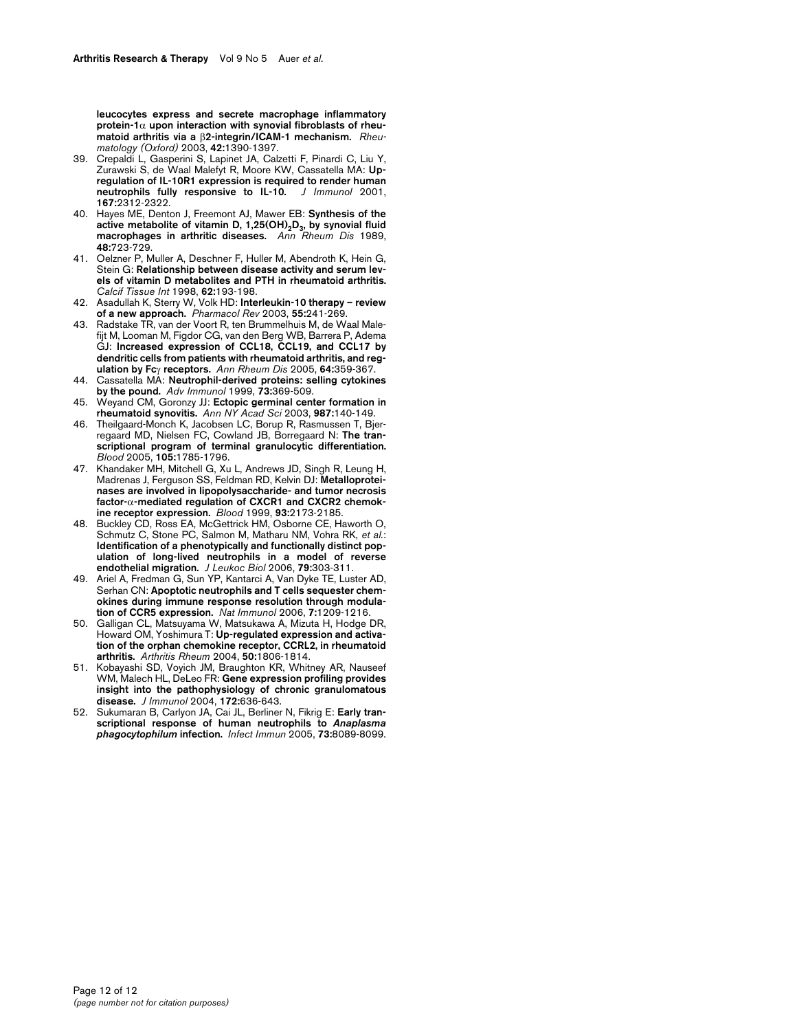leucocytes express and secrete macrophage inflammatory protein-1α upon interaction with synovial fibroblasts of rheumatoid arthritis via a β2-integrin/ICAM-1 mechanism. *Rheumatology (Oxford)* 2003, **42:**1390-1397.

39. Crepaldi L, Gasperini S, Lapinet JA, Calzetti F, Pinardi C, Liu Y, Zurawski S, de Waal Malefyt R, Moore KW, Cassatella MA: **Up-regulation of IL-10R1 expression is required to render human neutrophils fully responsive to IL-10.** *J Immunol* 2001, **167:**2312-2322.
40. Hayes ME, Denton J, Freemont AJ, Mawer EB: **Synthesis of the active metabolite of vitamin D, 1,25(OH)$_2$D$_3$, by synovial fluid macrophages in arthritic diseases.** *Ann Rheum Dis* 1989, **48:**723-729.
41. Oelzner P, Muller A, Deschner F, Huller M, Abendroth K, Hein G, Stein G: **Relationship between disease activity and serum levels of vitamin D metabolites and PTH in rheumatoid arthritis.** *Calcif Tissue Int* 1998, **62:**193-198.
42. Asadullah K, Sterry W, Volk HD: **Interleukin-10 therapy – review of a new approach.** *Pharmacol Rev* 2003, **55:**241-269.
43. Radstake TR, van der Voort R, ten Brummelhuis M, de Waal Malefijt M, Looman M, Figdor CG, van den Berg WB, Barrera P, Adema GJ: **Increased expression of CCL18, CCL19, and CCL17 by dendritic cells from patients with rheumatoid arthritis, and regulation by Fcγ receptors.** *Ann Rheum Dis* 2005, **64:**359-367.
44. Cassatella MA: **Neutrophil-derived proteins: selling cytokines by the pound.** *Adv Immunol* 1999, **73:**369-509.
45. Weyand CM, Goronzy JJ: **Ectopic germinal center formation in rheumatoid synovitis.** *Ann NY Acad Sci* 2003, **987:**140-149.
46. Theilgaard-Monch K, Jacobsen LC, Borup R, Rasmussen T, Bjerregaard MD, Nielsen FC, Cowland JB, Borregaard N: **The transcriptional program of terminal granulocytic differentiation.** *Blood* 2005, **105:**1785-1796.
47. Khandaker MH, Mitchell G, Xu L, Andrews JD, Singh R, Leung H, Madrenas J, Ferguson SS, Feldman RD, Kelvin DJ: **Metalloproteinases are involved in lipopolysaccharide- and tumor necrosis factor-α-mediated regulation of CXCR1 and CXCR2 chemokine receptor expression.** *Blood* 1999, **93:**2173-2185.
48. Buckley CD, Ross EA, McGettrick HM, Osborne CE, Haworth O, Schmutz C, Stone PC, Salmon M, Matharu NM, Vohra RK, *et al.*: **Identification of a phenotypically and functionally distinct population of long-lived neutrophils in a model of reverse endothelial migration.** *J Leukoc Biol* 2006, **79:**303-311.
49. Ariel A, Fredman G, Sun YP, Kantarci A, Van Dyke TE, Luster AD, Serhan CN: **Apoptotic neutrophils and T cells sequester chemokines during immune response resolution through modulation of CCR5 expression.** *Nat Immunol* 2006, **7:**1209-1216.
50. Galligan CL, Matsuyama W, Matsukawa A, Mizuta H, Hodge DR, Howard OM, Yoshimura T: **Up-regulated expression and activation of the orphan chemokine receptor, CCRL2, in rheumatoid arthritis.** *Arthritis Rheum* 2004, **50:**1806-1814.
51. Kobayashi SD, Voyich JM, Braughton KR, Whitney AR, Nauseef WM, Malech HL, DeLeo FR: **Gene expression profiling provides insight into the pathophysiology of chronic granulomatous disease.** *J Immunol* 2004, **172:**636-643.
52. Sukumaran B, Carlyon JA, Cai JL, Berliner N, Fikrig E: **Early transcriptional response of human neutrophils to *Anaplasma phagocytophilum* infection.** *Infect Immun* 2005, **73:**8089-8099.